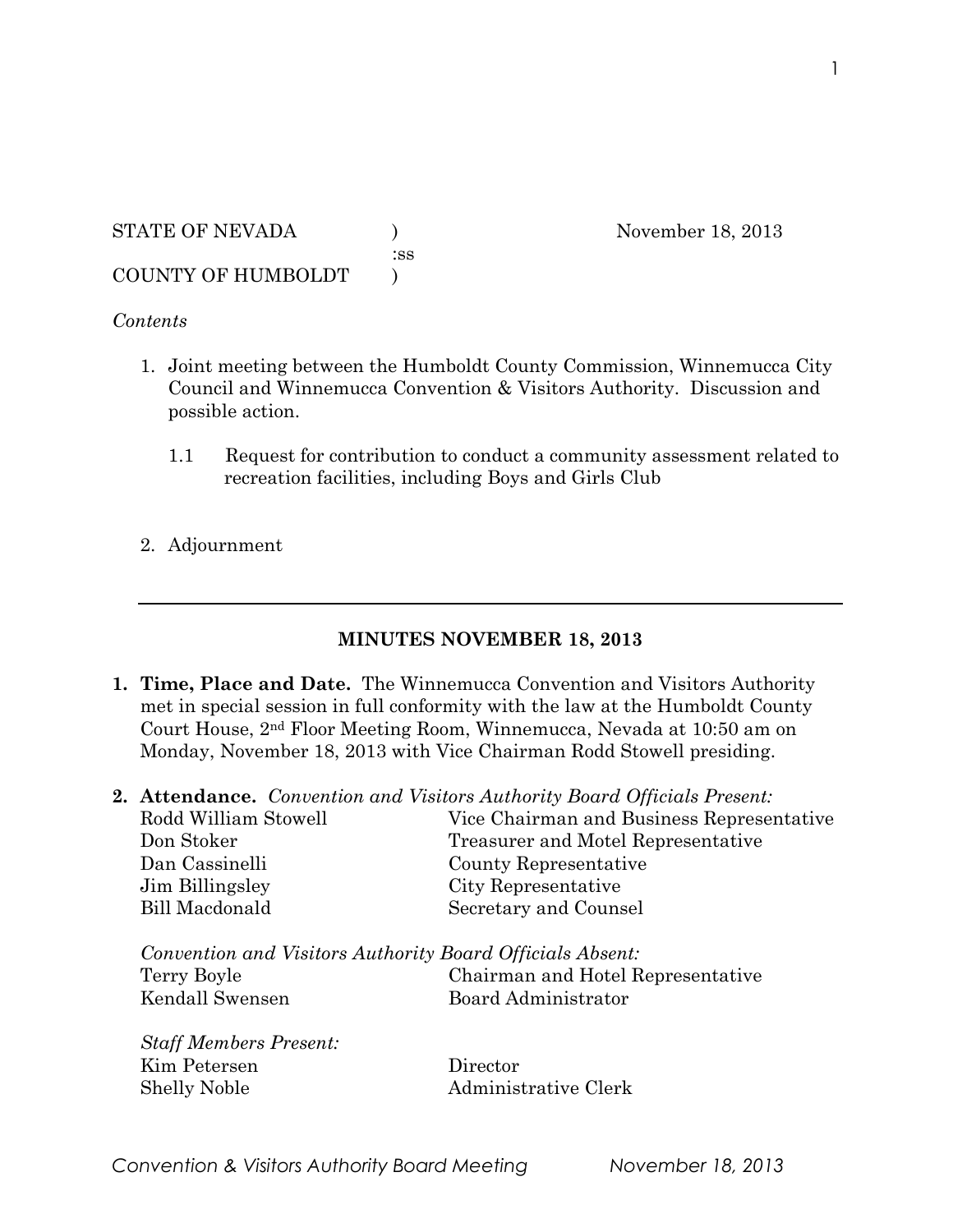STATE OF NEVADA ) November 18, 2013
:ss
COUNTY OF HUMBOLDT )

*Contents*

1. Joint meeting between the Humboldt County Commission, Winnemucca City Council and Winnemucca Convention & Visitors Authority. Discussion and possible action.

   1.1 Request for contribution to conduct a community assessment related to recreation facilities, including Boys and Girls Club

2. Adjournment

---

## MINUTES NOVEMBER 18, 2013

1. **Time, Place and Date.** The Winnemucca Convention and Visitors Authority met in special session in full conformity with the law at the Humboldt County Court House, 2nd Floor Meeting Room, Winnemucca, Nevada at 10:50 am on Monday, November 18, 2013 with Vice Chairman Rodd Stowell presiding.

2. **Attendance.** *Convention and Visitors Authority Board Officials Present:*

| | |
|---|---|
| Rodd William Stowell | Vice Chairman and Business Representative |
| Don Stoker | Treasurer and Motel Representative |
| Dan Cassinelli | County Representative |
| Jim Billingsley | City Representative |
| Bill Macdonald | Secretary and Counsel |

*Convention and Visitors Authority Board Officials Absent:*

| | |
|---|---|
| Terry Boyle | Chairman and Hotel Representative |
| Kendall Swensen | Board Administrator |

*Staff Members Present:*

| | |
|---|---|
| Kim Petersen | Director |
| Shelly Noble | Administrative Clerk |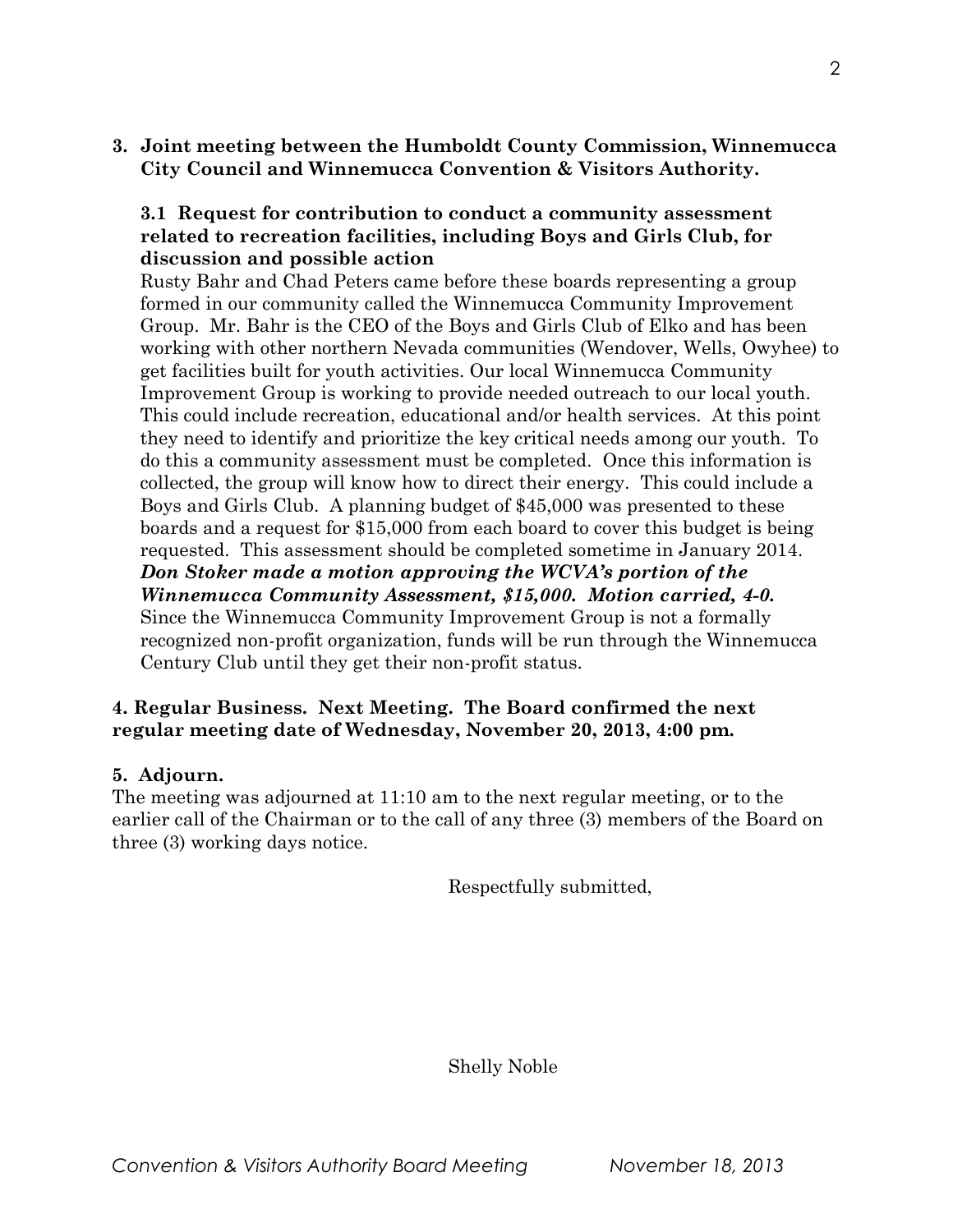**3. Joint meeting between the Humboldt County Commission, Winnemucca City Council and Winnemucca Convention & Visitors Authority.**

**3.1 Request for contribution to conduct a community assessment related to recreation facilities, including Boys and Girls Club, for discussion and possible action**

Rusty Bahr and Chad Peters came before these boards representing a group formed in our community called the Winnemucca Community Improvement Group. Mr. Bahr is the CEO of the Boys and Girls Club of Elko and has been working with other northern Nevada communities (Wendover, Wells, Owyhee) to get facilities built for youth activities. Our local Winnemucca Community Improvement Group is working to provide needed outreach to our local youth. This could include recreation, educational and/or health services. At this point they need to identify and prioritize the key critical needs among our youth. To do this a community assessment must be completed. Once this information is collected, the group will know how to direct their energy. This could include a Boys and Girls Club. A planning budget of $45,000 was presented to these boards and a request for $15,000 from each board to cover this budget is being requested. This assessment should be completed sometime in January 2014. ***Don Stoker made a motion approving the WCVA's portion of the Winnemucca Community Assessment, $15,000. Motion carried, 4-0.*** Since the Winnemucca Community Improvement Group is not a formally recognized non-profit organization, funds will be run through the Winnemucca Century Club until they get their non-profit status.

**4. Regular Business. Next Meeting. The Board confirmed the next regular meeting date of Wednesday, November 20, 2013, 4:00 pm.**

**5. Adjourn.**

The meeting was adjourned at 11:10 am to the next regular meeting, or to the earlier call of the Chairman or to the call of any three (3) members of the Board on three (3) working days notice.

Respectfully submitted,

Shelly Noble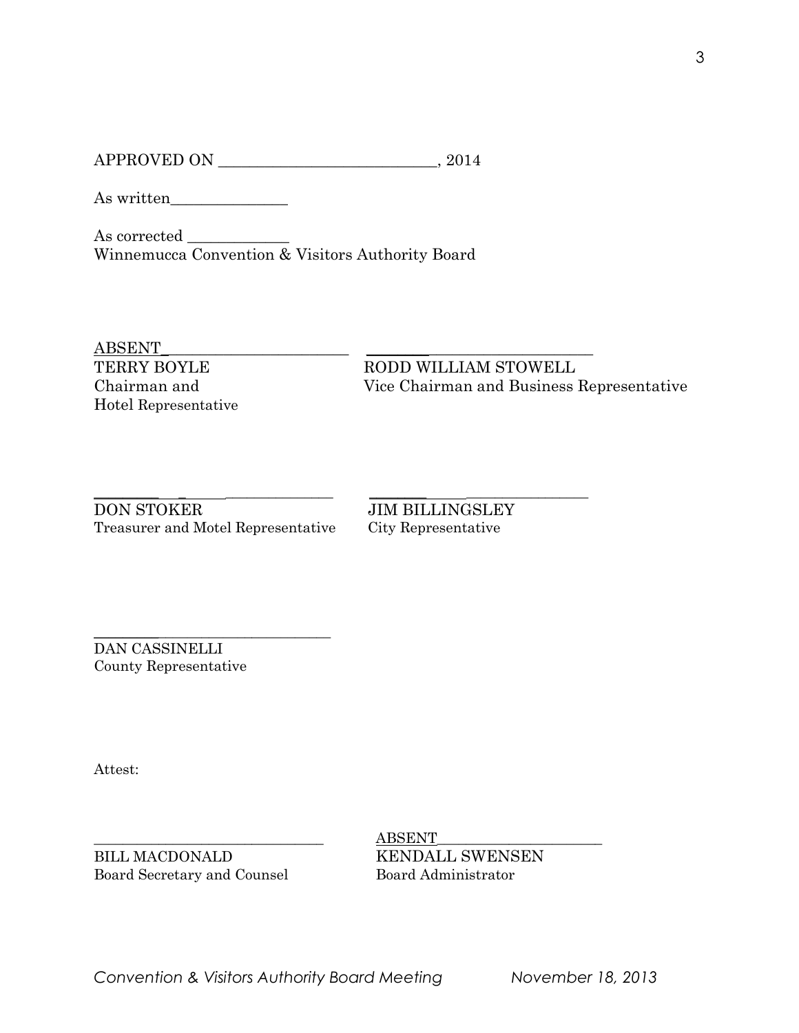APPROVED ON ____________________________, 2014

As written_______________

As corrected _____________
Winnemucca Convention & Visitors Authority Board

ABSENT________________________
TERRY BOYLE
Chairman and
Hotel Representative

_____________________________
RODD WILLIAM STOWELL
Vice Chairman and Business Representative

_____________________________
DON STOKER
Treasurer and Motel Representative

_____________________________
JIM BILLINGSLEY
City Representative

_____________________________
DAN CASSINELLI
County Representative

Attest:

_____________________________
BILL MACDONALD
Board Secretary and Counsel

ABSENT______________________
KENDALL SWENSEN
Board Administrator

*Convention & Visitors Authority Board Meeting November 18, 2013*